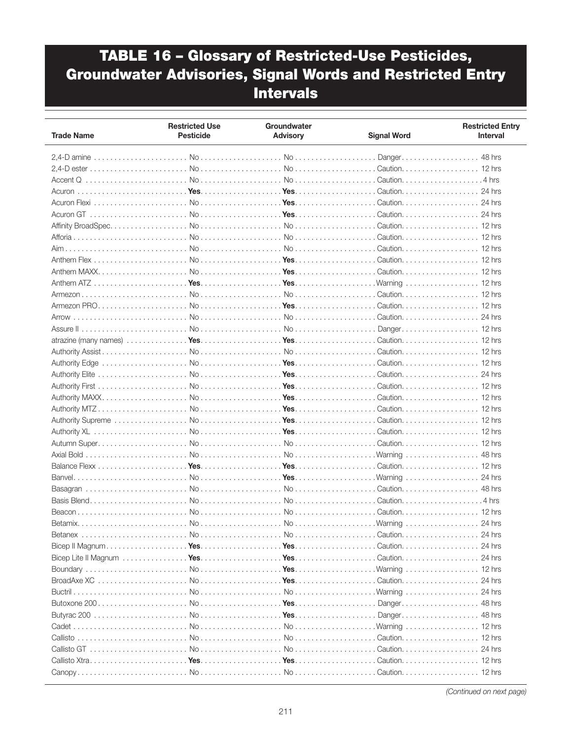# TABLE 16 – Glossary of Restricted-Use Pesticides, Groundwater Advisories, Signal Words and Restricted Entry Intervals

| Trade Name | Restricted Use Pesticide | Groundwater Advisory | Signal Word | Restricted Entry Interval |
|---|---|---|---|---|
| 2,4-D amine | No | No | Danger | 48 hrs |
| 2,4-D ester | No | No | Caution | 12 hrs |
| Accent Q | No | No | Caution | 4 hrs |
| Acuron | **Yes** | **Yes** | Caution | 24 hrs |
| Acuron Flexi | No | **Yes** | Caution | 24 hrs |
| Acuron GT | No | **Yes** | Caution | 24 hrs |
| Affinity BroadSpec | No | No | Caution | 12 hrs |
| Afforia | No | No | Caution | 12 hrs |
| Aim | No | No | Caution | 12 hrs |
| Anthem Flex | No | **Yes** | Caution | 12 hrs |
| Anthem MAXX | No | **Yes** | Caution | 12 hrs |
| Anthem ATZ | **Yes** | **Yes** | Warning | 12 hrs |
| Armezon | No | No | Caution | 12 hrs |
| Armezon PRO | No | **Yes** | Caution | 12 hrs |
| Arrow | No | No | Caution | 24 hrs |
| Assure II | No | No | Danger | 12 hrs |
| atrazine (many names) | **Yes** | **Yes** | Caution | 12 hrs |
| Authority Assist | No | No | Caution | 12 hrs |
| Authority Edge | No | **Yes** | Caution | 12 hrs |
| Authority Elite | No | **Yes** | Caution | 24 hrs |
| Authority First | No | **Yes** | Caution | 12 hrs |
| Authority MAXX | No | **Yes** | Caution | 12 hrs |
| Authority MTZ | No | **Yes** | Caution | 12 hrs |
| Authority Supreme | No | **Yes** | Caution | 12 hrs |
| Authority XL | No | **Yes** | Caution | 12 hrs |
| Autumn Super | No | No | Caution | 12 hrs |
| Axial Bold | No | No | Warning | 48 hrs |
| Balance Flexx | **Yes** | **Yes** | Caution | 12 hrs |
| Banvel | No | **Yes** | Warning | 24 hrs |
| Basagran | No | No | Caution | 48 hrs |
| Basis Blend | No | No | Caution | 4 hrs |
| Beacon | No | No | Caution | 12 hrs |
| Betamix | No | No | Warning | 24 hrs |
| Betanex | No | No | Caution | 24 hrs |
| Bicep II Magnum | **Yes** | **Yes** | Caution | 24 hrs |
| Bicep Lite II Magnum | **Yes** | **Yes** | Caution | 24 hrs |
| Boundary | No | **Yes** | Warning | 12 hrs |
| BroadAxe XC | No | **Yes** | Caution | 24 hrs |
| Buctril | No | No | Warning | 24 hrs |
| Butoxone 200 | No | **Yes** | Danger | 48 hrs |
| Butyrac 200 | No | **Yes** | Danger | 48 hrs |
| Cadet | No | No | Warning | 12 hrs |
| Callisto | No | No | Caution | 12 hrs |
| Callisto GT | No | No | Caution | 24 hrs |
| Callisto Xtra | **Yes** | **Yes** | Caution | 12 hrs |
| Canopy | No | No | Caution | 12 hrs |

*(Continued on next page)*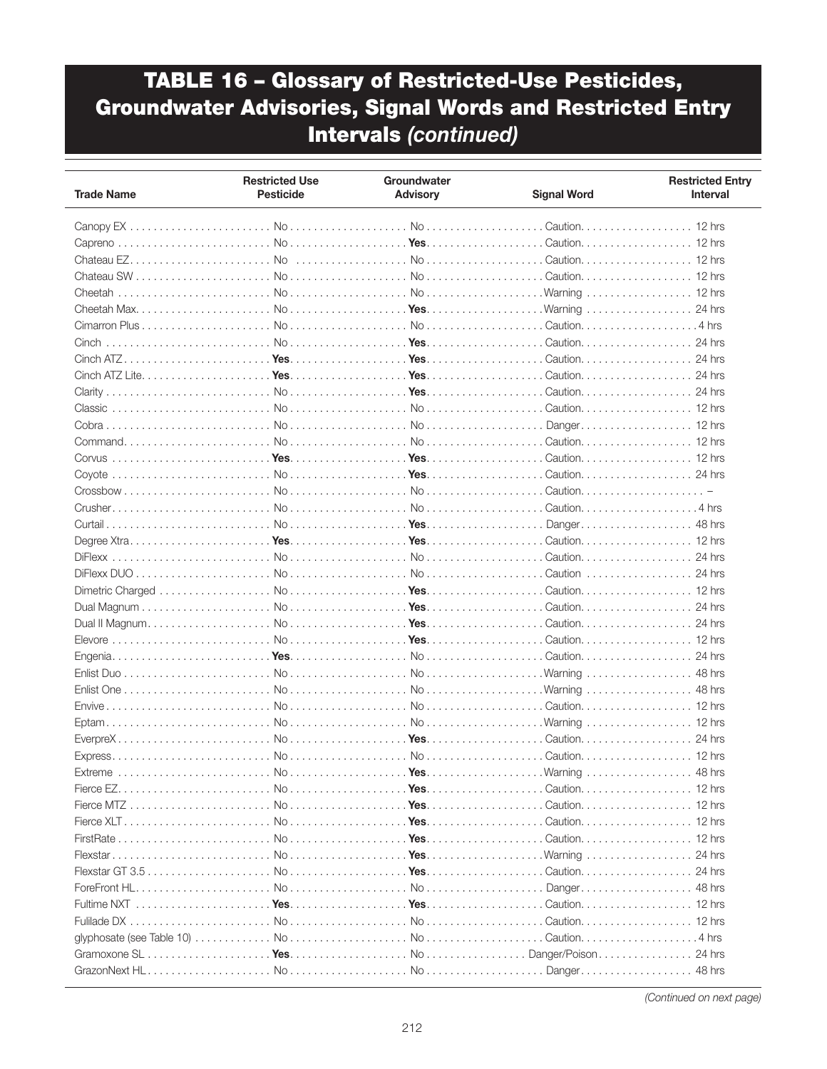# TABLE 16 – Glossary of Restricted-Use Pesticides, Groundwater Advisories, Signal Words and Restricted Entry Intervals *(continued)*

| Trade Name | Restricted Use Pesticide | Groundwater Advisory | Signal Word | Restricted Entry Interval |
|---|---|---|---|---|
| Canopy EX | No | No | Caution. | 12 hrs |
| Capreno | No | **Yes** | Caution. | 12 hrs |
| Chateau EZ | No | No | Caution. | 12 hrs |
| Chateau SW | No | No | Caution. | 12 hrs |
| Cheetah | No | No | Warning | 12 hrs |
| Cheetah Max | No | **Yes** | Warning | 24 hrs |
| Cimarron Plus | No | No | Caution. | 4 hrs |
| Cinch | No | **Yes** | Caution. | 24 hrs |
| Cinch ATZ | **Yes** | **Yes** | Caution. | 24 hrs |
| Cinch ATZ Lite | **Yes** | **Yes** | Caution. | 24 hrs |
| Clarity | No | **Yes** | Caution. | 24 hrs |
| Classic | No | No | Caution. | 12 hrs |
| Cobra | No | No | Danger. | 12 hrs |
| Command | No | No | Caution. | 12 hrs |
| Corvus | **Yes** | **Yes** | Caution. | 12 hrs |
| Coyote | No | **Yes** | Caution. | 24 hrs |
| Crossbow | No | No | Caution. | – |
| Crusher | No | No | Caution. | 4 hrs |
| Curtail | No | **Yes** | Danger. | 48 hrs |
| Degree Xtra | **Yes** | **Yes** | Caution. | 12 hrs |
| DiFlexx | No | No | Caution. | 24 hrs |
| DiFlexx DUO | No | No | Caution | 24 hrs |
| Dimetric Charged | No | **Yes** | Caution. | 12 hrs |
| Dual Magnum | No | **Yes** | Caution. | 24 hrs |
| Dual II Magnum | No | **Yes** | Caution. | 24 hrs |
| Elevore | No | **Yes** | Caution. | 12 hrs |
| Engenia | **Yes** | No | Caution. | 24 hrs |
| Enlist Duo | No | No | Warning | 48 hrs |
| Enlist One | No | No | Warning | 48 hrs |
| Envive | No | No | Caution. | 12 hrs |
| Eptam | No | No | Warning | 12 hrs |
| EverpreX | No | **Yes** | Caution. | 24 hrs |
| Express | No | No | Caution. | 12 hrs |
| Extreme | No | **Yes** | Warning | 48 hrs |
| Fierce EZ | No | **Yes** | Caution. | 12 hrs |
| Fierce MTZ | No | **Yes** | Caution. | 12 hrs |
| Fierce XLT | No | **Yes** | Caution. | 12 hrs |
| FirstRate | No | **Yes** | Caution. | 12 hrs |
| Flexstar | No | **Yes** | Warning | 24 hrs |
| Flexstar GT 3.5 | No | **Yes** | Caution. | 24 hrs |
| ForeFront HL | No | No | Danger. | 48 hrs |
| Fultime NXT | **Yes** | **Yes** | Caution. | 12 hrs |
| Fulilade DX | No | No | Caution. | 12 hrs |
| glyphosate (see Table 10) | No | No | Caution. | 4 hrs |
| Gramoxone SL | **Yes** | No | Danger/Poison | 24 hrs |
| GrazonNext HL | No | No | Danger. | 48 hrs |

*(Continued on next page)*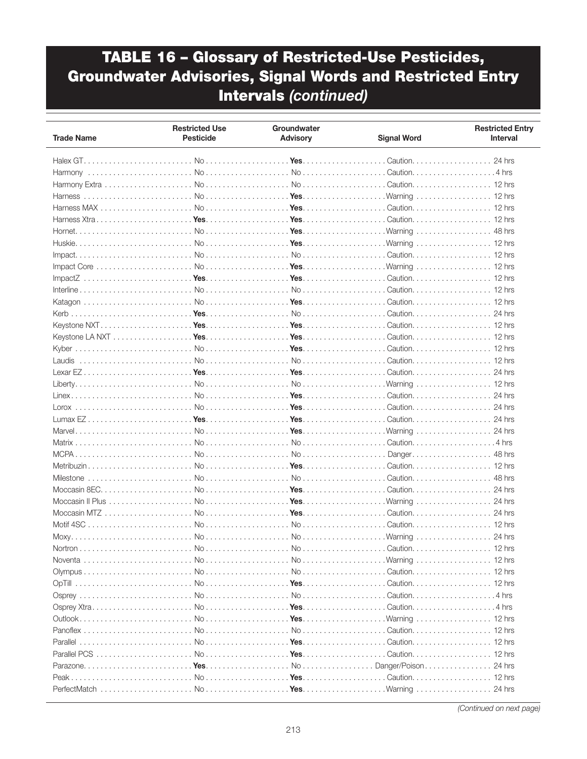# TABLE 16 – Glossary of Restricted-Use Pesticides, Groundwater Advisories, Signal Words and Restricted Entry Intervals *(continued)*

| Trade Name | Restricted Use Pesticide | Groundwater Advisory | Signal Word | Restricted Entry Interval |
|---|---|---|---|---|
| Halex GT | No | **Yes** | Caution | 24 hrs |
| Harmony | No | No | Caution | 4 hrs |
| Harmony Extra | No | No | Caution | 12 hrs |
| Harness | No | **Yes** | Warning | 12 hrs |
| Harness MAX | No | **Yes** | Caution | 12 hrs |
| Harness Xtra | **Yes** | **Yes** | Caution | 12 hrs |
| Hornet | No | **Yes** | Warning | 48 hrs |
| Huskie | No | **Yes** | Warning | 12 hrs |
| Impact | No | No | Caution | 12 hrs |
| Impact Core | No | **Yes** | Warning | 12 hrs |
| ImpactZ | **Yes** | **Yes** | Caution | 12 hrs |
| Interline | No | No | Caution | 12 hrs |
| Katagon | No | **Yes** | Caution | 12 hrs |
| Kerb | **Yes** | No | Caution | 24 hrs |
| Keystone NXT | **Yes** | **Yes** | Caution | 12 hrs |
| Keystone LA NXT | **Yes** | **Yes** | Caution | 12 hrs |
| Kyber | No | **Yes** | Caution | 12 hrs |
| Laudis | No | No | Caution | 12 hrs |
| Lexar EZ | **Yes** | **Yes** | Caution | 24 hrs |
| Liberty | No | No | Warning | 12 hrs |
| Linex | No | **Yes** | Caution | 24 hrs |
| Lorox | No | **Yes** | Caution | 24 hrs |
| Lumax EZ | **Yes** | **Yes** | Caution | 24 hrs |
| Marvel | No | **Yes** | Warning | 24 hrs |
| Matrix | No | No | Caution | 4 hrs |
| MCPA | No | No | Danger | 48 hrs |
| Metribuzin | No | **Yes** | Caution | 12 hrs |
| Milestone | No | No | Caution | 48 hrs |
| Moccasin 8EC | No | **Yes** | Caution | 24 hrs |
| Moccasin II Plus | No | **Yes** | Warning | 24 hrs |
| Moccasin MTZ | No | **Yes** | Caution | 24 hrs |
| Motif 4SC | No | No | Caution | 12 hrs |
| Moxy | No | No | Warning | 24 hrs |
| Nortron | No | No | Caution | 12 hrs |
| Noventa | No | No | Warning | 12 hrs |
| Olympus | No | No | Caution | 12 hrs |
| OpTill | No | **Yes** | Caution | 12 hrs |
| Osprey | No | No | Caution | 4 hrs |
| Osprey Xtra | No | **Yes** | Caution | 4 hrs |
| Outlook | No | **Yes** | Warning | 12 hrs |
| Panoflex | No | No | Caution | 12 hrs |
| Parallel | No | **Yes** | Caution | 12 hrs |
| Parallel PCS | No | **Yes** | Caution | 12 hrs |
| Parazone | **Yes** | No | Danger/Poison | 24 hrs |
| Peak | No | **Yes** | Caution | 12 hrs |
| PerfectMatch | No | **Yes** | Warning | 24 hrs |

*(Continued on next page)*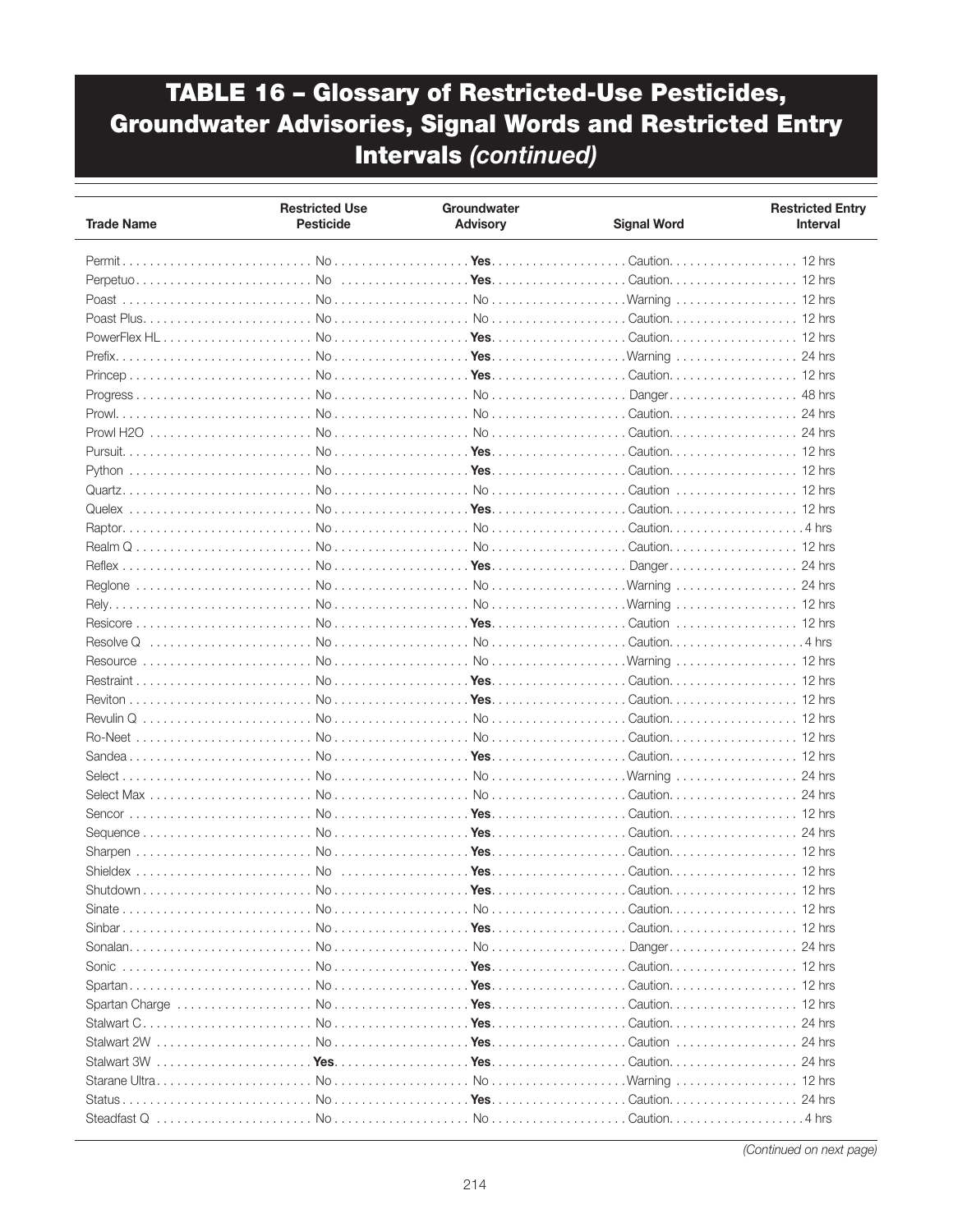# TABLE 16 – Glossary of Restricted-Use Pesticides, Groundwater Advisories, Signal Words and Restricted Entry Intervals *(continued)*

| Trade Name | Restricted Use Pesticide | Groundwater Advisory | Signal Word | Restricted Entry Interval |
|---|---|---|---|---|
| Permit | No | **Yes** | Caution | 12 hrs |
| Perpetuo | No | **Yes** | Caution | 12 hrs |
| Poast | No | No | Warning | 12 hrs |
| Poast Plus | No | No | Caution | 12 hrs |
| PowerFlex HL | No | **Yes** | Caution | 12 hrs |
| Prefix | No | **Yes** | Warning | 24 hrs |
| Princep | No | **Yes** | Caution | 12 hrs |
| Progress | No | No | Danger | 48 hrs |
| Prowl | No | No | Caution | 24 hrs |
| Prowl H2O | No | No | Caution | 24 hrs |
| Pursuit | No | **Yes** | Caution | 12 hrs |
| Python | No | **Yes** | Caution | 12 hrs |
| Quartz | No | No | Caution | 12 hrs |
| Quelex | No | **Yes** | Caution | 12 hrs |
| Raptor | No | No | Caution | 4 hrs |
| Realm Q | No | No | Caution | 12 hrs |
| Reflex | No | **Yes** | Danger | 24 hrs |
| Reglone | No | No | Warning | 24 hrs |
| Rely | No | No | Warning | 12 hrs |
| Resicore | No | **Yes** | Caution | 12 hrs |
| Resolve Q | No | No | Caution | 4 hrs |
| Resource | No | No | Warning | 12 hrs |
| Restraint | No | **Yes** | Caution | 12 hrs |
| Reviton | No | **Yes** | Caution | 12 hrs |
| Revulin Q | No | No | Caution | 12 hrs |
| Ro-Neet | No | No | Caution | 12 hrs |
| Sandea | No | **Yes** | Caution | 12 hrs |
| Select | No | No | Warning | 24 hrs |
| Select Max | No | No | Caution | 24 hrs |
| Sencor | No | **Yes** | Caution | 12 hrs |
| Sequence | No | **Yes** | Caution | 24 hrs |
| Sharpen | No | **Yes** | Caution | 12 hrs |
| Shieldex | No | **Yes** | Caution | 12 hrs |
| Shutdown | No | **Yes** | Caution | 12 hrs |
| Sinate | No | No | Caution | 12 hrs |
| Sinbar | No | **Yes** | Caution | 12 hrs |
| Sonalan | No | No | Danger | 24 hrs |
| Sonic | No | **Yes** | Caution | 12 hrs |
| Spartan | No | **Yes** | Caution | 12 hrs |
| Spartan Charge | No | **Yes** | Caution | 12 hrs |
| Stalwart C | No | **Yes** | Caution | 24 hrs |
| Stalwart 2W | No | **Yes** | Caution | 24 hrs |
| Stalwart 3W | **Yes** | **Yes** | Caution | 24 hrs |
| Starane Ultra | No | No | Warning | 12 hrs |
| Status | No | **Yes** | Caution | 24 hrs |
| Steadfast Q | No | No | Caution | 4 hrs |

*(Continued on next page)*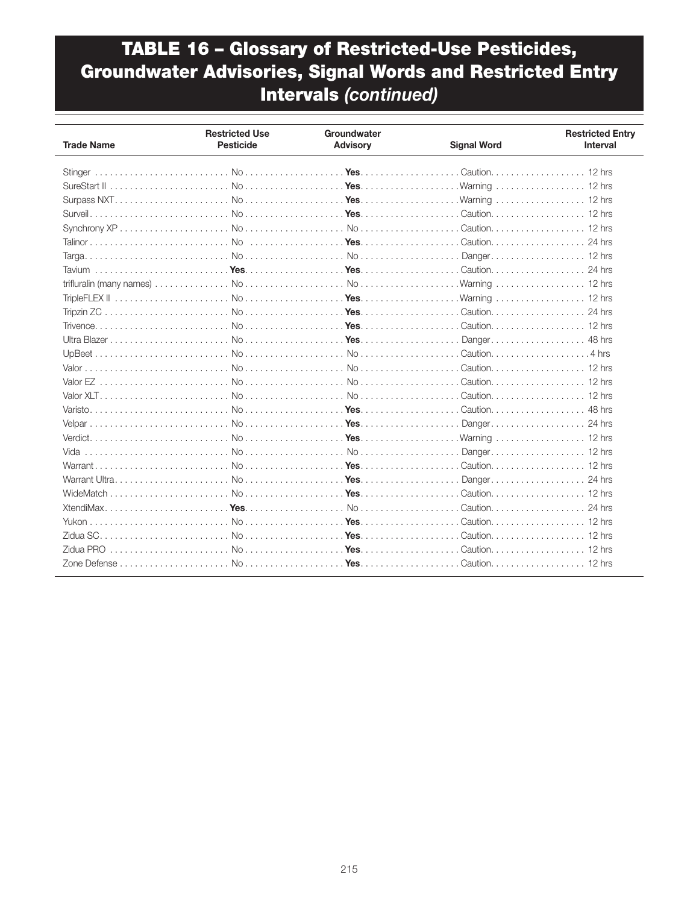# TABLE 16 – Glossary of Restricted-Use Pesticides, Groundwater Advisories, Signal Words and Restricted Entry Intervals *(continued)*

| Trade Name | Restricted Use Pesticide | Groundwater Advisory | Signal Word | Restricted Entry Interval |
|---|---|---|---|---|
| Stinger | No | **Yes** | Caution | 12 hrs |
| SureStart II | No | **Yes** | Warning | 12 hrs |
| Surpass NXT | No | **Yes** | Warning | 12 hrs |
| Surveil | No | **Yes** | Caution | 12 hrs |
| Synchrony XP | No | No | Caution | 12 hrs |
| Talinor | No | **Yes** | Caution | 24 hrs |
| Targa | No | No | Danger | 12 hrs |
| Tavium | **Yes** | **Yes** | Caution | 24 hrs |
| trifluralin (many names) | No | No | Warning | 12 hrs |
| TripleFLEX II | No | **Yes** | Warning | 12 hrs |
| Tripzin ZC | No | **Yes** | Caution | 24 hrs |
| Trivence | No | **Yes** | Caution | 12 hrs |
| Ultra Blazer | No | **Yes** | Danger | 48 hrs |
| UpBeet | No | No | Caution | 4 hrs |
| Valor | No | No | Caution | 12 hrs |
| Valor EZ | No | No | Caution | 12 hrs |
| Valor XLT | No | No | Caution | 12 hrs |
| Varisto | No | **Yes** | Caution | 48 hrs |
| Velpar | No | **Yes** | Danger | 24 hrs |
| Verdict | No | **Yes** | Warning | 12 hrs |
| Vida | No | No | Danger | 12 hrs |
| Warrant | No | **Yes** | Caution | 12 hrs |
| Warrant Ultra | No | **Yes** | Danger | 24 hrs |
| WideMatch | No | **Yes** | Caution | 12 hrs |
| XtendiMax | **Yes** | No | Caution | 24 hrs |
| Yukon | No | **Yes** | Caution | 12 hrs |
| Zidua SC | No | **Yes** | Caution | 12 hrs |
| Zidua PRO | No | **Yes** | Caution | 12 hrs |
| Zone Defense | No | **Yes** | Caution | 12 hrs |